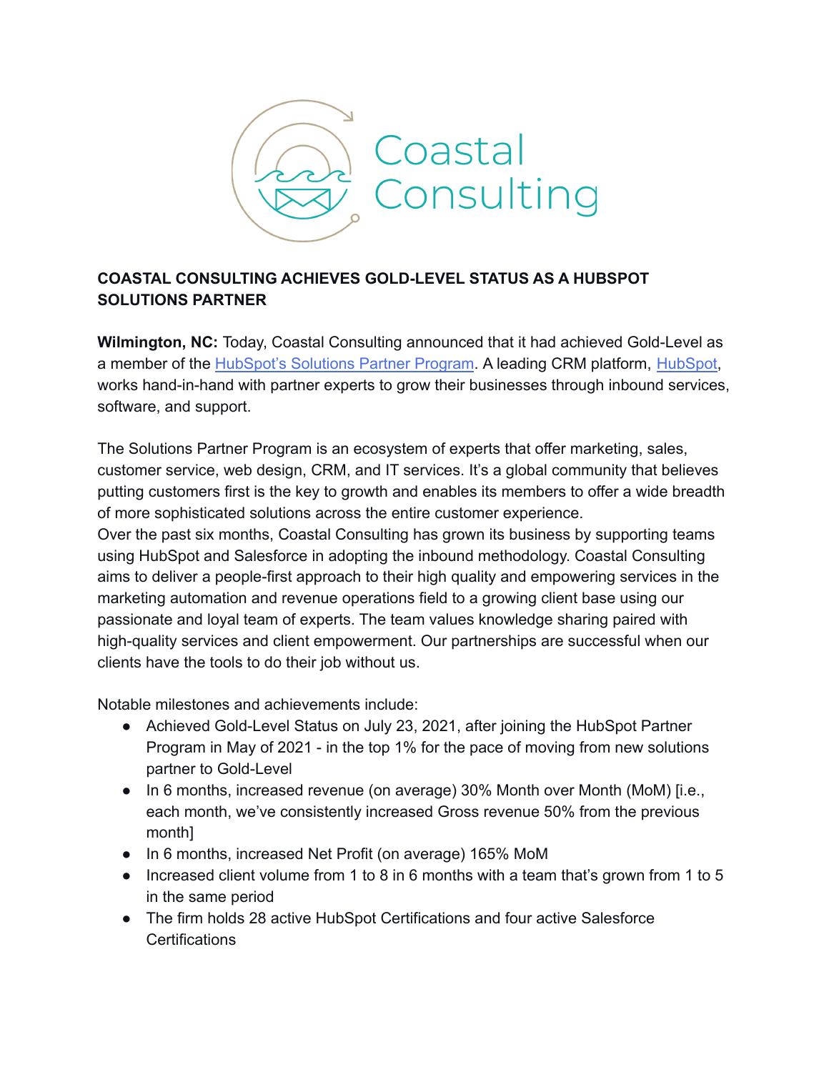Coastal Consulting

## COASTAL CONSULTING ACHIEVES GOLD-LEVEL STATUS AS A HUBSPOT SOLUTIONS PARTNER

**Wilmington, NC:** Today, Coastal Consulting announced that it had achieved Gold-Level as a member of the HubSpot's Solutions Partner Program. A leading CRM platform, HubSpot, works hand-in-hand with partner experts to grow their businesses through inbound services, software, and support.

The Solutions Partner Program is an ecosystem of experts that offer marketing, sales, customer service, web design, CRM, and IT services. It's a global community that believes putting customers first is the key to growth and enables its members to offer a wide breadth of more sophisticated solutions across the entire customer experience.
Over the past six months, Coastal Consulting has grown its business by supporting teams using HubSpot and Salesforce in adopting the inbound methodology. Coastal Consulting aims to deliver a people-first approach to their high quality and empowering services in the marketing automation and revenue operations field to a growing client base using our passionate and loyal team of experts. The team values knowledge sharing paired with high-quality services and client empowerment. Our partnerships are successful when our clients have the tools to do their job without us.

Notable milestones and achievements include:

- Achieved Gold-Level Status on July 23, 2021, after joining the HubSpot Partner Program in May of 2021 - in the top 1% for the pace of moving from new solutions partner to Gold-Level
- In 6 months, increased revenue (on average) 30% Month over Month (MoM) [i.e., each month, we've consistently increased Gross revenue 50% from the previous month]
- In 6 months, increased Net Profit (on average) 165% MoM
- Increased client volume from 1 to 8 in 6 months with a team that's grown from 1 to 5 in the same period
- The firm holds 28 active HubSpot Certifications and four active Salesforce Certifications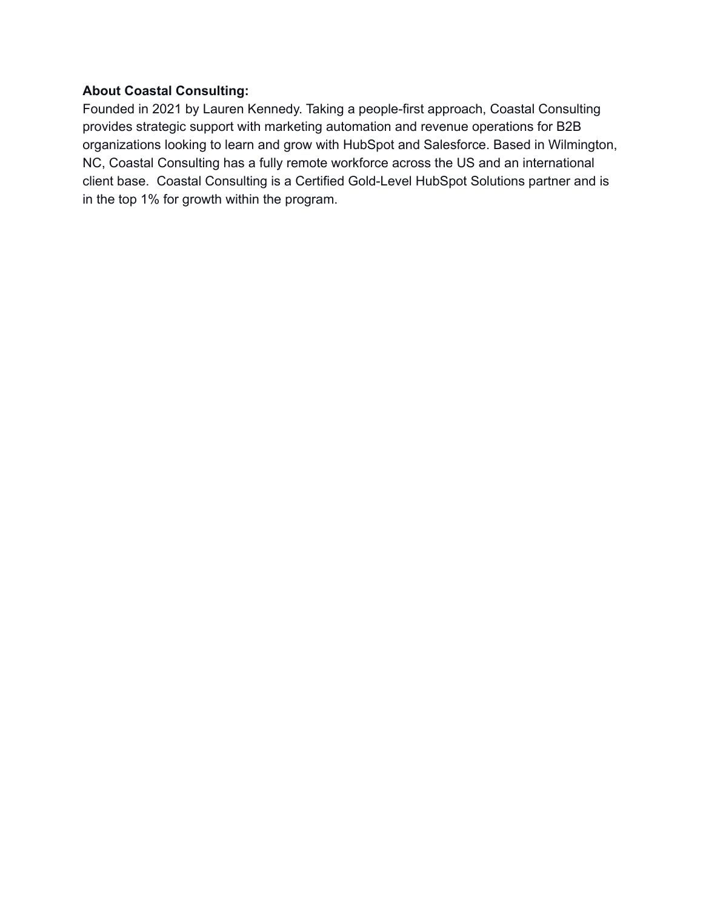**About Coastal Consulting:**

Founded in 2021 by Lauren Kennedy. Taking a people-first approach, Coastal Consulting provides strategic support with marketing automation and revenue operations for B2B organizations looking to learn and grow with HubSpot and Salesforce. Based in Wilmington, NC, Coastal Consulting has a fully remote workforce across the US and an international client base. Coastal Consulting is a Certified Gold-Level HubSpot Solutions partner and is in the top 1% for growth within the program.